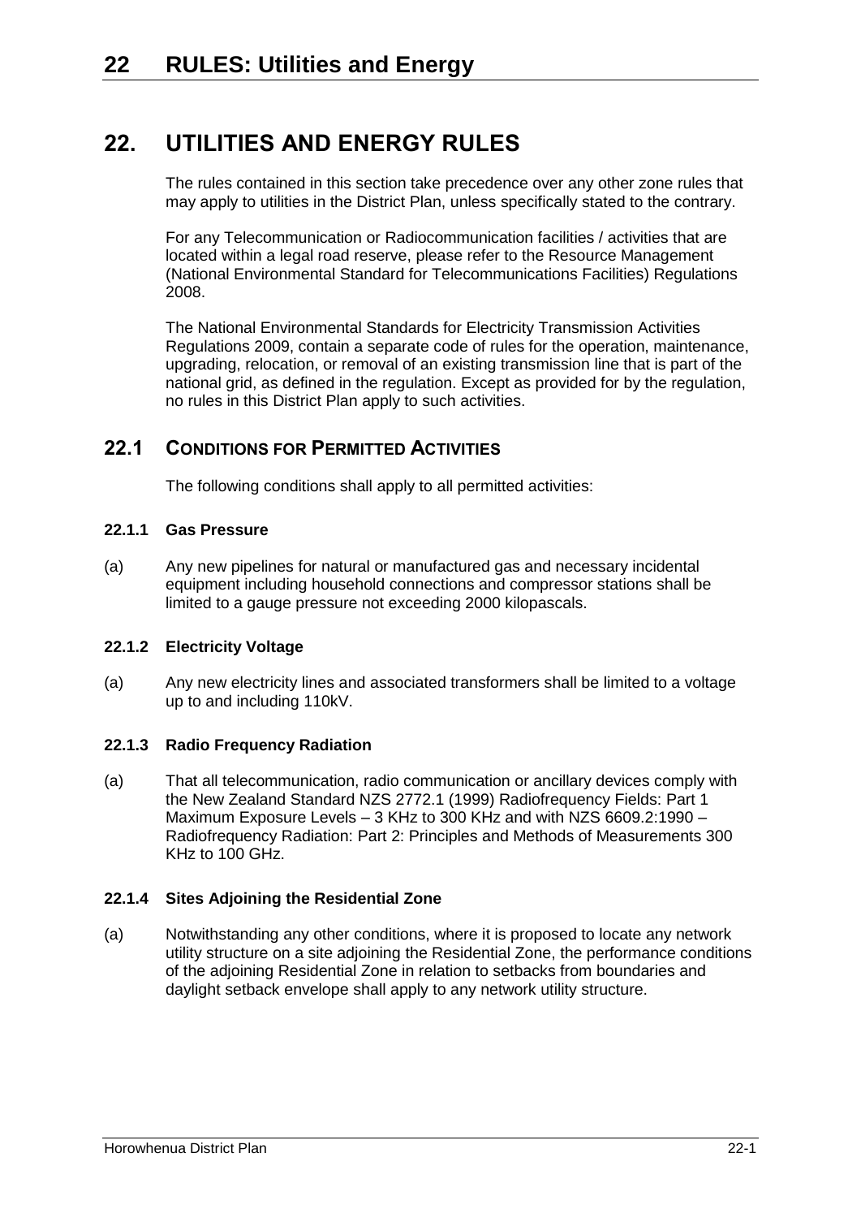# 22. UTILITIES AND ENERGY RULES

The rules contained in this section take precedence over any other zone rules that may apply to utilities in the District Plan, unless specifically stated to the contrary.

For any Telecommunication or Radiocommunication facilities / activities that are located within a legal road reserve, please refer to the Resource Management (National Environmental Standard for Telecommunications Facilities) Regulations 2008.

The National Environmental Standards for Electricity Transmission Activities Regulations 2009, contain a separate code of rules for the operation, maintenance, upgrading, relocation, or removal of an existing transmission line that is part of the national grid, as defined in the regulation. Except as provided for by the regulation, no rules in this District Plan apply to such activities.

## 22.1 CONDITIONS FOR PERMITTED ACTIVITIES

The following conditions shall apply to all permitted activities:

### 22.1.1 Gas Pressure

(a) Any new pipelines for natural or manufactured gas and necessary incidental equipment including household connections and compressor stations shall be limited to a gauge pressure not exceeding 2000 kilopascals.

### 22.1.2 Electricity Voltage

(a) Any new electricity lines and associated transformers shall be limited to a voltage up to and including 110kV.

### 22.1.3 Radio Frequency Radiation

(a) That all telecommunication, radio communication or ancillary devices comply with the New Zealand Standard NZS 2772.1 (1999) Radiofrequency Fields: Part 1 Maximum Exposure Levels – 3 KHz to 300 KHz and with NZS 6609.2:1990 – Radiofrequency Radiation: Part 2: Principles and Methods of Measurements 300 KHz to 100 GHz.

### 22.1.4 Sites Adjoining the Residential Zone

(a) Notwithstanding any other conditions, where it is proposed to locate any network utility structure on a site adjoining the Residential Zone, the performance conditions of the adjoining Residential Zone in relation to setbacks from boundaries and daylight setback envelope shall apply to any network utility structure.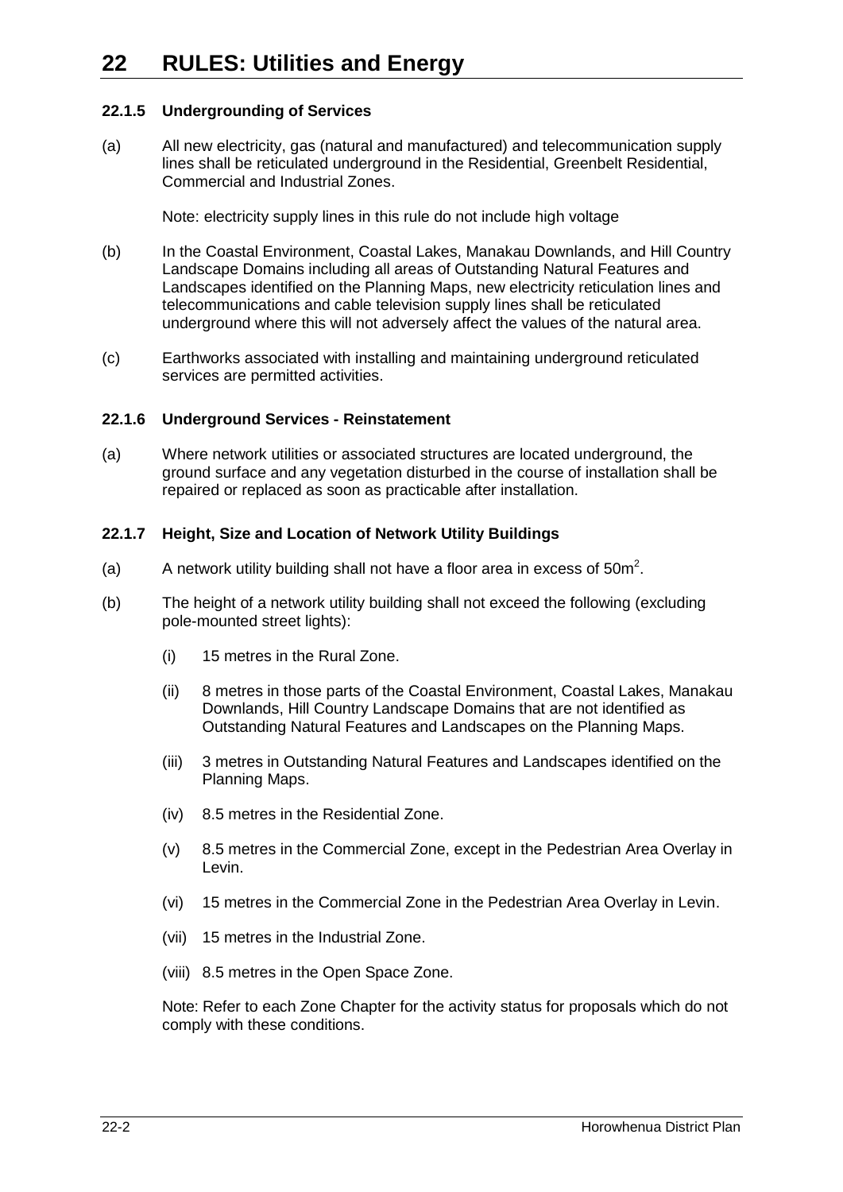# 22 RULES: Utilities and Energy

### 22.1.5 Undergrounding of Services

(a) All new electricity, gas (natural and manufactured) and telecommunication supply lines shall be reticulated underground in the Residential, Greenbelt Residential, Commercial and Industrial Zones.

Note: electricity supply lines in this rule do not include high voltage

(b) In the Coastal Environment, Coastal Lakes, Manakau Downlands, and Hill Country Landscape Domains including all areas of Outstanding Natural Features and Landscapes identified on the Planning Maps, new electricity reticulation lines and telecommunications and cable television supply lines shall be reticulated underground where this will not adversely affect the values of the natural area.

(c) Earthworks associated with installing and maintaining underground reticulated services are permitted activities.

### 22.1.6 Underground Services - Reinstatement

(a) Where network utilities or associated structures are located underground, the ground surface and any vegetation disturbed in the course of installation shall be repaired or replaced as soon as practicable after installation.

### 22.1.7 Height, Size and Location of Network Utility Buildings

(a) A network utility building shall not have a floor area in excess of $50m^2$.

(b) The height of a network utility building shall not exceed the following (excluding pole-mounted street lights):

- (i) 15 metres in the Rural Zone.
- (ii) 8 metres in those parts of the Coastal Environment, Coastal Lakes, Manakau Downlands, Hill Country Landscape Domains that are not identified as Outstanding Natural Features and Landscapes on the Planning Maps.
- (iii) 3 metres in Outstanding Natural Features and Landscapes identified on the Planning Maps.
- (iv) 8.5 metres in the Residential Zone.
- (v) 8.5 metres in the Commercial Zone, except in the Pedestrian Area Overlay in Levin.
- (vi) 15 metres in the Commercial Zone in the Pedestrian Area Overlay in Levin.
- (vii) 15 metres in the Industrial Zone.
- (viii) 8.5 metres in the Open Space Zone.

Note: Refer to each Zone Chapter for the activity status for proposals which do not comply with these conditions.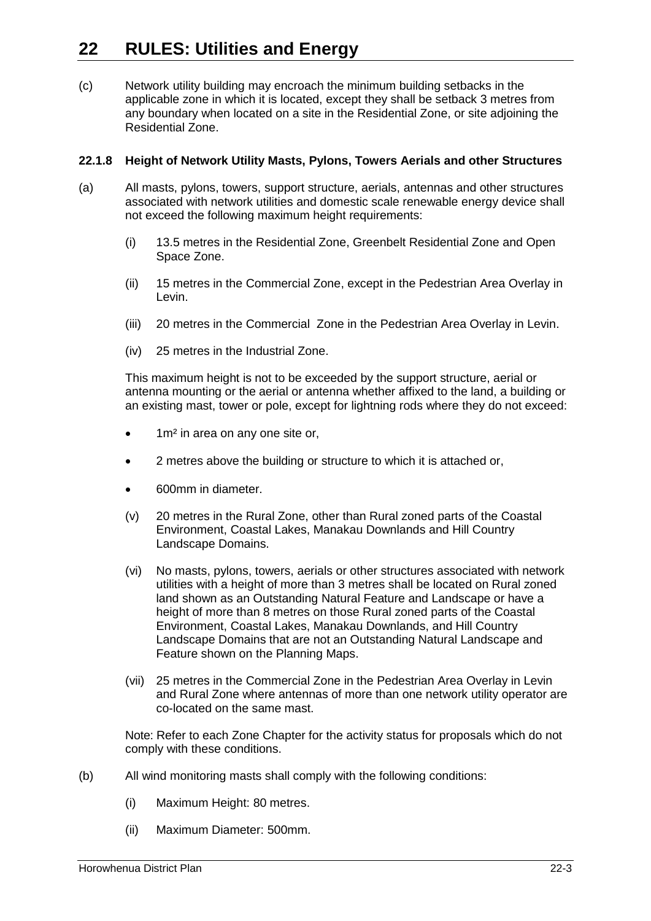# 22 RULES: Utilities and Energy

(c) Network utility building may encroach the minimum building setbacks in the applicable zone in which it is located, except they shall be setback 3 metres from any boundary when located on a site in the Residential Zone, or site adjoining the Residential Zone.

### 22.1.8 Height of Network Utility Masts, Pylons, Towers Aerials and other Structures

(a) All masts, pylons, towers, support structure, aerials, antennas and other structures associated with network utilities and domestic scale renewable energy device shall not exceed the following maximum height requirements:

   (i) 13.5 metres in the Residential Zone, Greenbelt Residential Zone and Open Space Zone.

   (ii) 15 metres in the Commercial Zone, except in the Pedestrian Area Overlay in Levin.

   (iii) 20 metres in the Commercial Zone in the Pedestrian Area Overlay in Levin.

   (iv) 25 metres in the Industrial Zone.

   This maximum height is not to be exceeded by the support structure, aerial or antenna mounting or the aerial or antenna whether affixed to the land, a building or an existing mast, tower or pole, except for lightning rods where they do not exceed:

   - 1m² in area on any one site or,
   - 2 metres above the building or structure to which it is attached or,
   - 600mm in diameter.

   (v) 20 metres in the Rural Zone, other than Rural zoned parts of the Coastal Environment, Coastal Lakes, Manakau Downlands and Hill Country Landscape Domains.

   (vi) No masts, pylons, towers, aerials or other structures associated with network utilities with a height of more than 3 metres shall be located on Rural zoned land shown as an Outstanding Natural Feature and Landscape or have a height of more than 8 metres on those Rural zoned parts of the Coastal Environment, Coastal Lakes, Manakau Downlands, and Hill Country Landscape Domains that are not an Outstanding Natural Landscape and Feature shown on the Planning Maps.

   (vii) 25 metres in the Commercial Zone in the Pedestrian Area Overlay in Levin and Rural Zone where antennas of more than one network utility operator are co-located on the same mast.

   Note: Refer to each Zone Chapter for the activity status for proposals which do not comply with these conditions.

(b) All wind monitoring masts shall comply with the following conditions:

   (i) Maximum Height: 80 metres.

   (ii) Maximum Diameter: 500mm.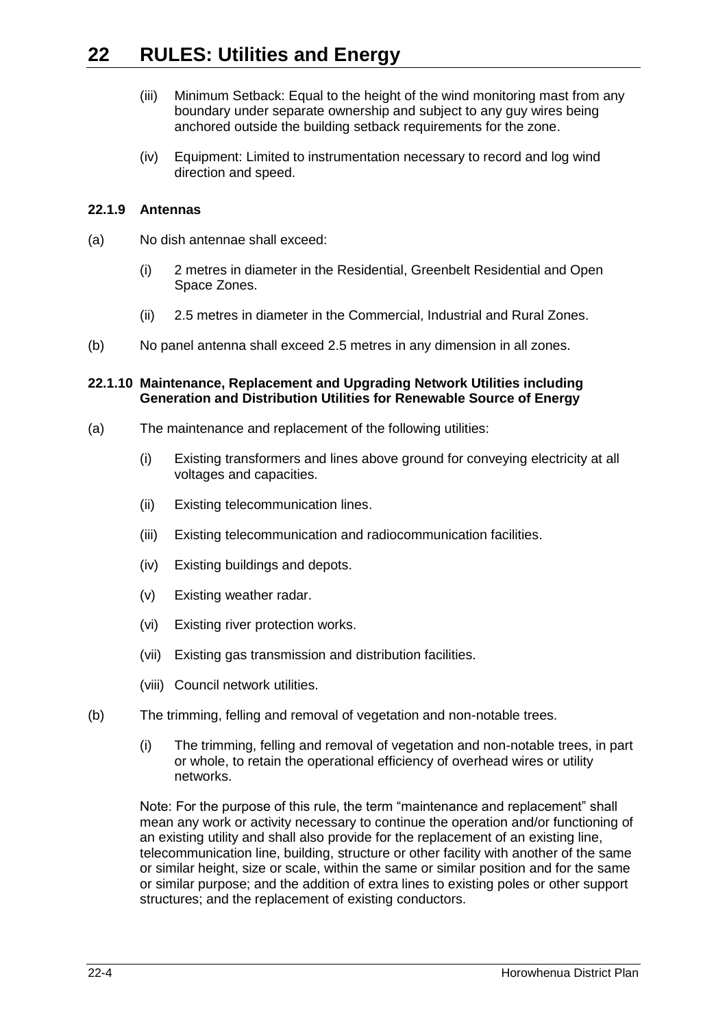(iii) Minimum Setback: Equal to the height of the wind monitoring mast from any boundary under separate ownership and subject to any guy wires being anchored outside the building setback requirements for the zone.

(iv) Equipment: Limited to instrumentation necessary to record and log wind direction and speed.

### 22.1.9 Antennas

(a) No dish antennae shall exceed:

  (i) 2 metres in diameter in the Residential, Greenbelt Residential and Open Space Zones.

  (ii) 2.5 metres in diameter in the Commercial, Industrial and Rural Zones.

(b) No panel antenna shall exceed 2.5 metres in any dimension in all zones.

### 22.1.10 Maintenance, Replacement and Upgrading Network Utilities including Generation and Distribution Utilities for Renewable Source of Energy

(a) The maintenance and replacement of the following utilities:

  (i) Existing transformers and lines above ground for conveying electricity at all voltages and capacities.

  (ii) Existing telecommunication lines.

  (iii) Existing telecommunication and radiocommunication facilities.

  (iv) Existing buildings and depots.

  (v) Existing weather radar.

  (vi) Existing river protection works.

  (vii) Existing gas transmission and distribution facilities.

  (viii) Council network utilities.

(b) The trimming, felling and removal of vegetation and non-notable trees.

  (i) The trimming, felling and removal of vegetation and non-notable trees, in part or whole, to retain the operational efficiency of overhead wires or utility networks.

  Note: For the purpose of this rule, the term "maintenance and replacement" shall mean any work or activity necessary to continue the operation and/or functioning of an existing utility and shall also provide for the replacement of an existing line, telecommunication line, building, structure or other facility with another of the same or similar height, size or scale, within the same or similar position and for the same or similar purpose; and the addition of extra lines to existing poles or other support structures; and the replacement of existing conductors.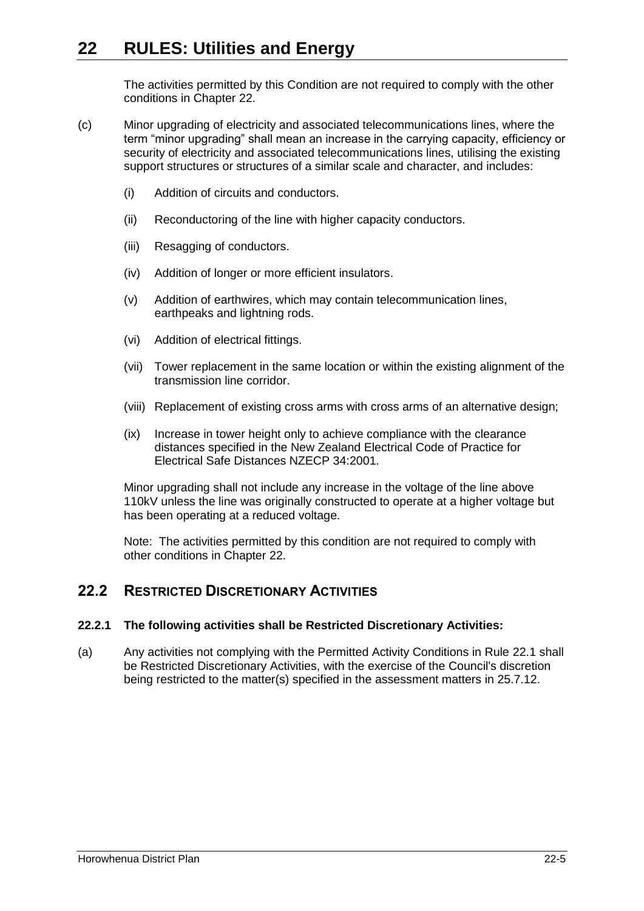The activities permitted by this Condition are not required to comply with the other conditions in Chapter 22.

(c) Minor upgrading of electricity and associated telecommunications lines, where the term "minor upgrading" shall mean an increase in the carrying capacity, efficiency or security of electricity and associated telecommunications lines, utilising the existing support structures or structures of a similar scale and character, and includes:

   (i) Addition of circuits and conductors.

   (ii) Reconductoring of the line with higher capacity conductors.

   (iii) Resagging of conductors.

   (iv) Addition of longer or more efficient insulators.

   (v) Addition of earthwires, which may contain telecommunication lines, earthpeaks and lightning rods.

   (vi) Addition of electrical fittings.

   (vii) Tower replacement in the same location or within the existing alignment of the transmission line corridor.

   (viii) Replacement of existing cross arms with cross arms of an alternative design;

   (ix) Increase in tower height only to achieve compliance with the clearance distances specified in the New Zealand Electrical Code of Practice for Electrical Safe Distances NZECP 34:2001.

   Minor upgrading shall not include any increase in the voltage of the line above 110kV unless the line was originally constructed to operate at a higher voltage but has been operating at a reduced voltage.

   Note: The activities permitted by this condition are not required to comply with other conditions in Chapter 22.

## 22.2 RESTRICTED DISCRETIONARY ACTIVITIES

### 22.2.1 The following activities shall be Restricted Discretionary Activities:

(a) Any activities not complying with the Permitted Activity Conditions in Rule 22.1 shall be Restricted Discretionary Activities, with the exercise of the Council's discretion being restricted to the matter(s) specified in the assessment matters in 25.7.12.